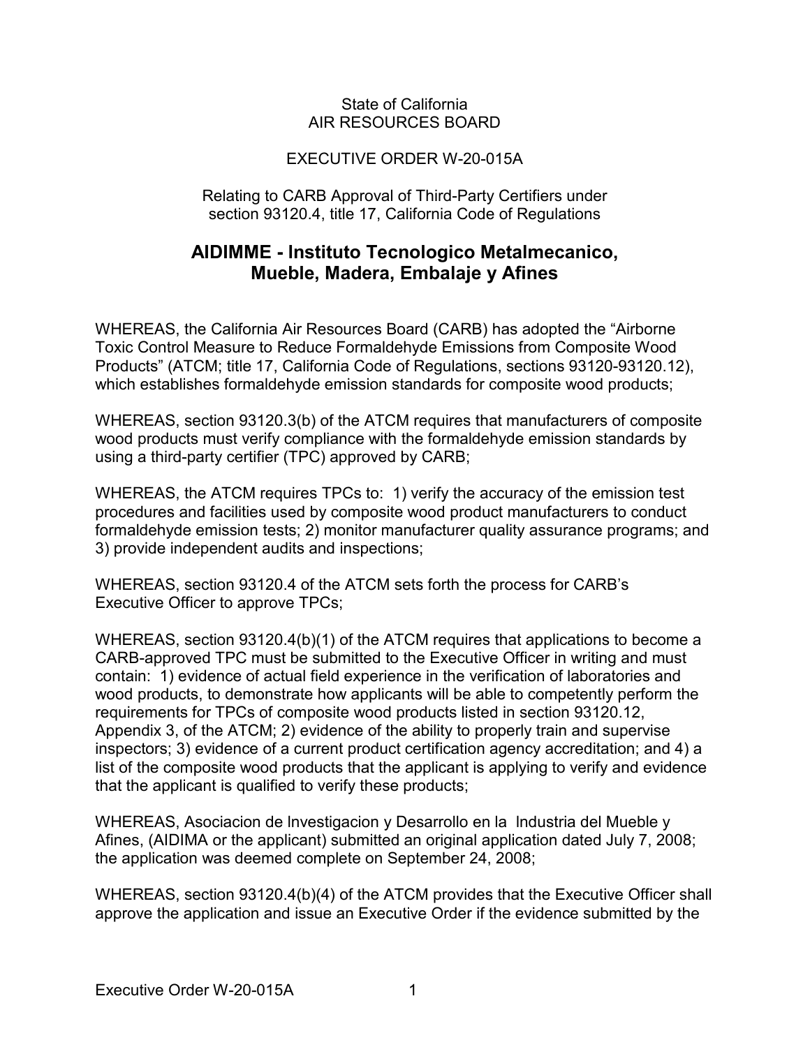State of California
AIR RESOURCES BOARD

EXECUTIVE ORDER W-20-015A

Relating to CARB Approval of Third-Party Certifiers under section 93120.4, title 17, California Code of Regulations

## AIDIMME - Instituto Tecnologico Metalmecanico, Mueble, Madera, Embalaje y Afines

WHEREAS, the California Air Resources Board (CARB) has adopted the "Airborne Toxic Control Measure to Reduce Formaldehyde Emissions from Composite Wood Products" (ATCM; title 17, California Code of Regulations, sections 93120-93120.12), which establishes formaldehyde emission standards for composite wood products;

WHEREAS, section 93120.3(b) of the ATCM requires that manufacturers of composite wood products must verify compliance with the formaldehyde emission standards by using a third-party certifier (TPC) approved by CARB;

WHEREAS, the ATCM requires TPCs to: 1) verify the accuracy of the emission test procedures and facilities used by composite wood product manufacturers to conduct formaldehyde emission tests; 2) monitor manufacturer quality assurance programs; and 3) provide independent audits and inspections;

WHEREAS, section 93120.4 of the ATCM sets forth the process for CARB's Executive Officer to approve TPCs;

WHEREAS, section 93120.4(b)(1) of the ATCM requires that applications to become a CARB-approved TPC must be submitted to the Executive Officer in writing and must contain: 1) evidence of actual field experience in the verification of laboratories and wood products, to demonstrate how applicants will be able to competently perform the requirements for TPCs of composite wood products listed in section 93120.12, Appendix 3, of the ATCM; 2) evidence of the ability to properly train and supervise inspectors; 3) evidence of a current product certification agency accreditation; and 4) a list of the composite wood products that the applicant is applying to verify and evidence that the applicant is qualified to verify these products;

WHEREAS, Asociacion de Investigacion y Desarrollo en la Industria del Mueble y Afines, (AIDIMA or the applicant) submitted an original application dated July 7, 2008; the application was deemed complete on September 24, 2008;

WHEREAS, section 93120.4(b)(4) of the ATCM provides that the Executive Officer shall approve the application and issue an Executive Order if the evidence submitted by the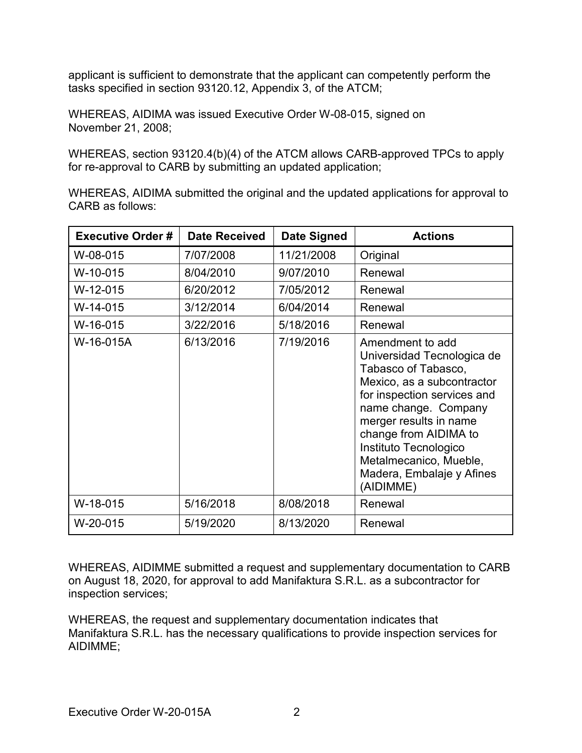applicant is sufficient to demonstrate that the applicant can competently perform the tasks specified in section 93120.12, Appendix 3, of the ATCM;

WHEREAS, AIDIMA was issued Executive Order W-08-015, signed on November 21, 2008;

WHEREAS, section 93120.4(b)(4) of the ATCM allows CARB-approved TPCs to apply for re-approval to CARB by submitting an updated application;

WHEREAS, AIDIMA submitted the original and the updated applications for approval to CARB as follows:

| Executive Order # | Date Received | Date Signed | Actions |
|---|---|---|---|
| W-08-015 | 7/07/2008 | 11/21/2008 | Original |
| W-10-015 | 8/04/2010 | 9/07/2010 | Renewal |
| W-12-015 | 6/20/2012 | 7/05/2012 | Renewal |
| W-14-015 | 3/12/2014 | 6/04/2014 | Renewal |
| W-16-015 | 3/22/2016 | 5/18/2016 | Renewal |
| W-16-015A | 6/13/2016 | 7/19/2016 | Amendment to add Universidad Tecnologica de Tabasco of Tabasco, Mexico, as a subcontractor for inspection services and name change. Company merger results in name change from AIDIMA to Instituto Tecnologico Metalmecanico, Mueble, Madera, Embalaje y Afines (AIDIMME) |
| W-18-015 | 5/16/2018 | 8/08/2018 | Renewal |
| W-20-015 | 5/19/2020 | 8/13/2020 | Renewal |

WHEREAS, AIDIMME submitted a request and supplementary documentation to CARB on August 18, 2020, for approval to add Manifaktura S.R.L. as a subcontractor for inspection services;

WHEREAS, the request and supplementary documentation indicates that Manifaktura S.R.L. has the necessary qualifications to provide inspection services for AIDIMME;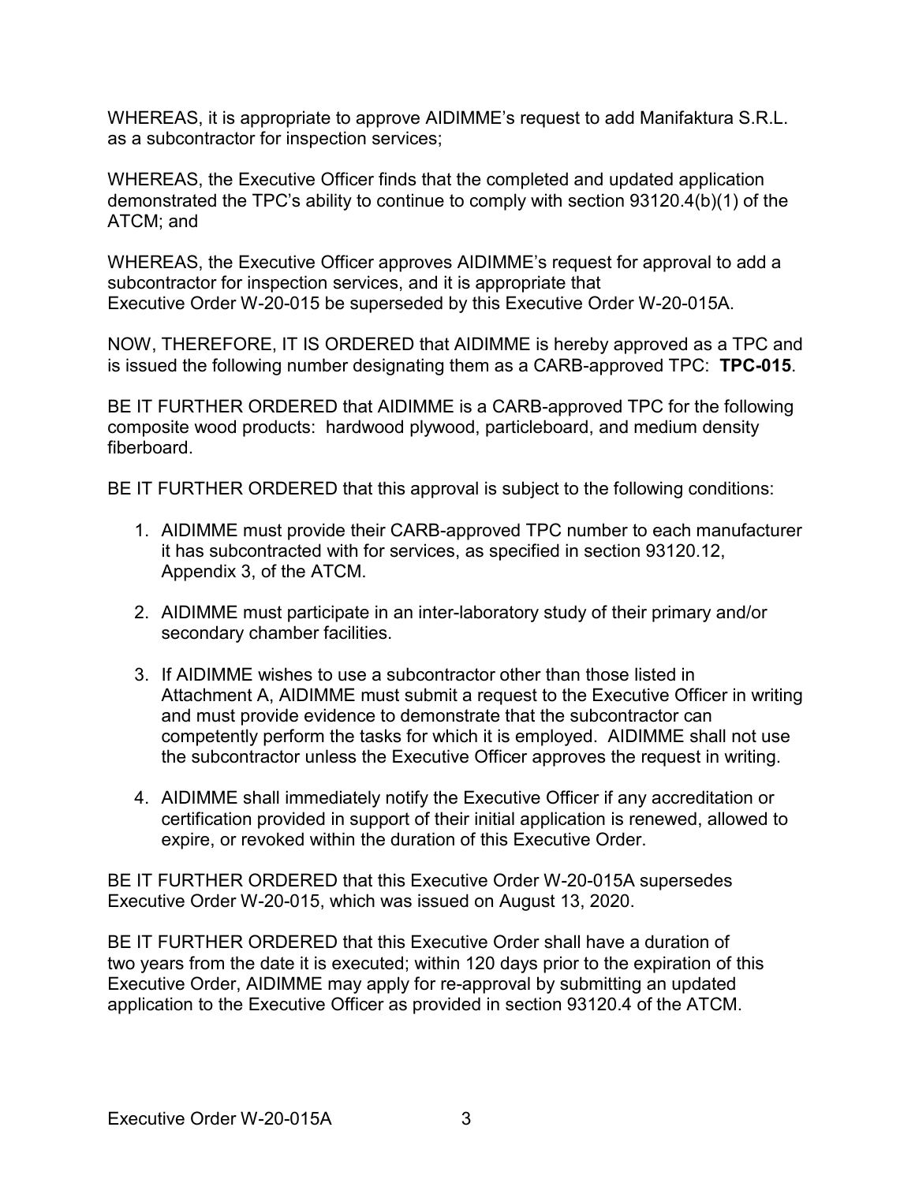WHEREAS, it is appropriate to approve AIDIMME's request to add Manifaktura S.R.L. as a subcontractor for inspection services;

WHEREAS, the Executive Officer finds that the completed and updated application demonstrated the TPC's ability to continue to comply with section 93120.4(b)(1) of the ATCM; and

WHEREAS, the Executive Officer approves AIDIMME's request for approval to add a subcontractor for inspection services, and it is appropriate that Executive Order W-20-015 be superseded by this Executive Order W-20-015A.

NOW, THEREFORE, IT IS ORDERED that AIDIMME is hereby approved as a TPC and is issued the following number designating them as a CARB-approved TPC: **TPC-015**.

BE IT FURTHER ORDERED that AIDIMME is a CARB-approved TPC for the following composite wood products: hardwood plywood, particleboard, and medium density fiberboard.

BE IT FURTHER ORDERED that this approval is subject to the following conditions:

1. AIDIMME must provide their CARB-approved TPC number to each manufacturer it has subcontracted with for services, as specified in section 93120.12, Appendix 3, of the ATCM.
2. AIDIMME must participate in an inter-laboratory study of their primary and/or secondary chamber facilities.
3. If AIDIMME wishes to use a subcontractor other than those listed in Attachment A, AIDIMME must submit a request to the Executive Officer in writing and must provide evidence to demonstrate that the subcontractor can competently perform the tasks for which it is employed. AIDIMME shall not use the subcontractor unless the Executive Officer approves the request in writing.
4. AIDIMME shall immediately notify the Executive Officer if any accreditation or certification provided in support of their initial application is renewed, allowed to expire, or revoked within the duration of this Executive Order.

BE IT FURTHER ORDERED that this Executive Order W-20-015A supersedes Executive Order W-20-015, which was issued on August 13, 2020.

BE IT FURTHER ORDERED that this Executive Order shall have a duration of two years from the date it is executed; within 120 days prior to the expiration of this Executive Order, AIDIMME may apply for re-approval by submitting an updated application to the Executive Officer as provided in section 93120.4 of the ATCM.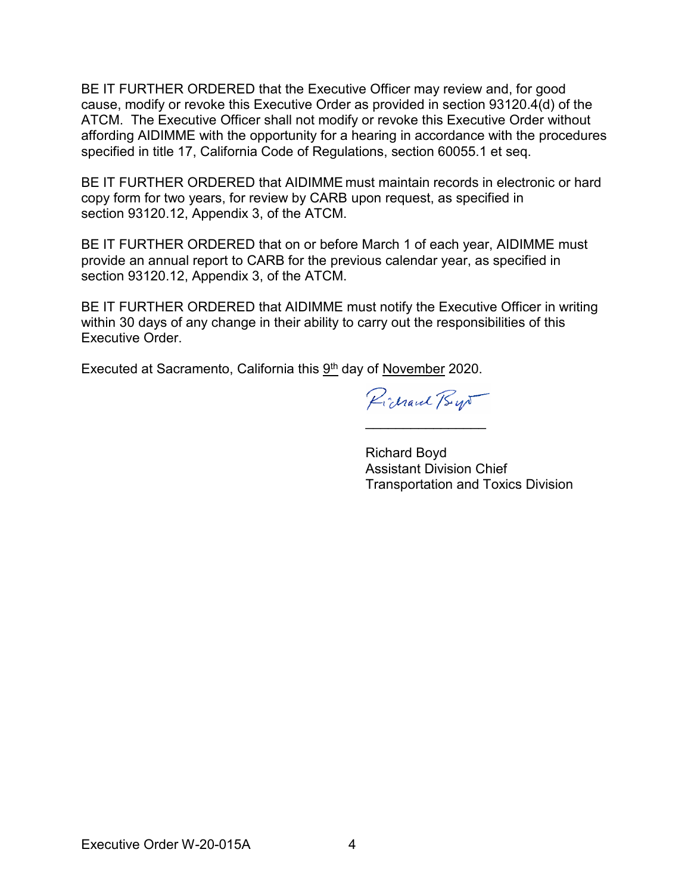BE IT FURTHER ORDERED that the Executive Officer may review and, for good cause, modify or revoke this Executive Order as provided in section 93120.4(d) of the ATCM. The Executive Officer shall not modify or revoke this Executive Order without affording AIDIMME with the opportunity for a hearing in accordance with the procedures specified in title 17, California Code of Regulations, section 60055.1 et seq.

BE IT FURTHER ORDERED that AIDIMME must maintain records in electronic or hard copy form for two years, for review by CARB upon request, as specified in section 93120.12, Appendix 3, of the ATCM.

BE IT FURTHER ORDERED that on or before March 1 of each year, AIDIMME must provide an annual report to CARB for the previous calendar year, as specified in section 93120.12, Appendix 3, of the ATCM.

BE IT FURTHER ORDERED that AIDIMME must notify the Executive Officer in writing within 30 days of any change in their ability to carry out the responsibilities of this Executive Order.

Executed at Sacramento, California this 9th day of November 2020.

Richard Boyd
Assistant Division Chief
Transportation and Toxics Division

Executive Order W-20-015A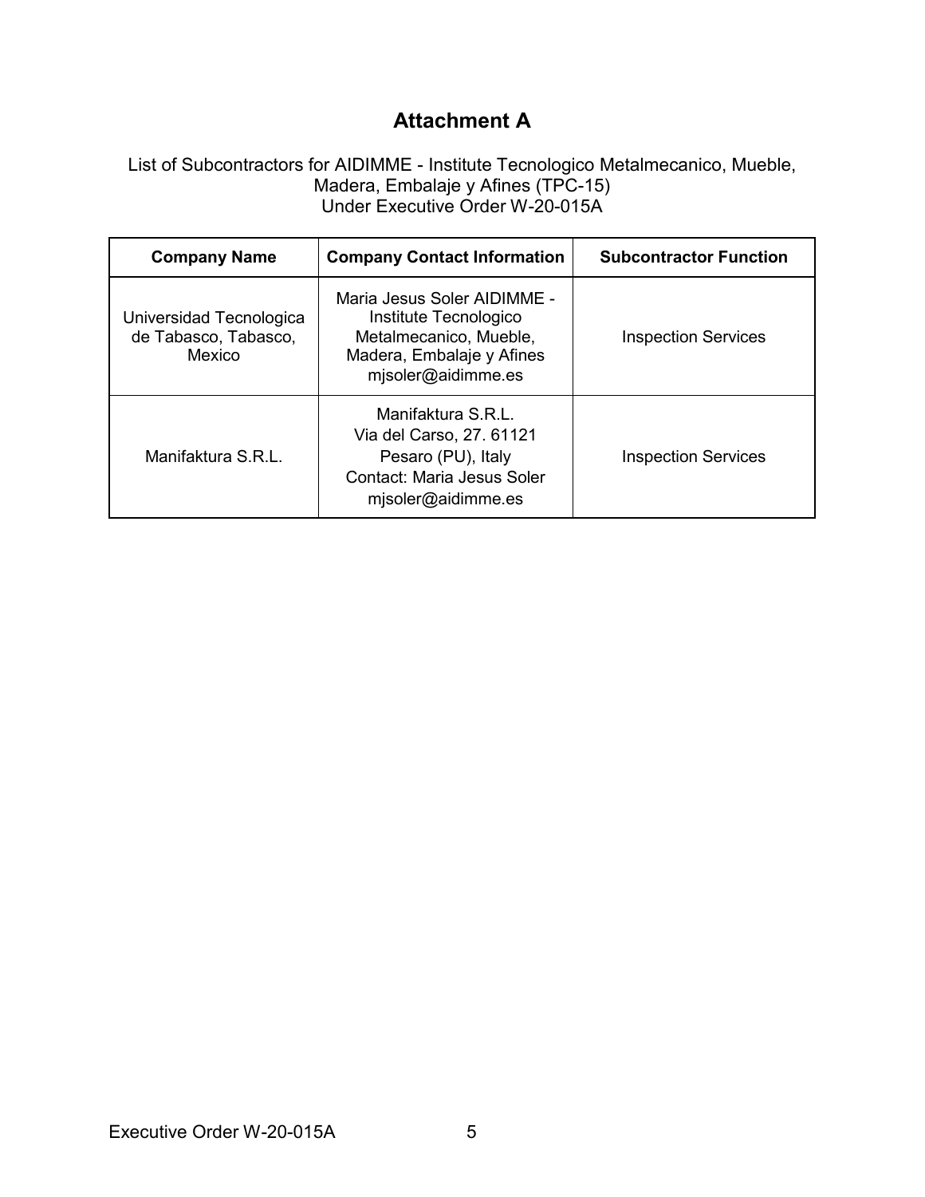# Attachment A

List of Subcontractors for AIDIMME - Institute Tecnologico Metalmecanico, Mueble, Madera, Embalaje y Afines (TPC-15)
Under Executive Order W-20-015A

| Company Name | Company Contact Information | Subcontractor Function |
|---|---|---|
| Universidad Tecnologica de Tabasco, Tabasco, Mexico | Maria Jesus Soler AIDIMME - Institute Tecnologico Metalmecanico, Mueble, Madera, Embalaje y Afines mjsoler@aidimme.es | Inspection Services |
| Manifaktura S.R.L. | Manifaktura S.R.L. Via del Carso, 27. 61121 Pesaro (PU), Italy Contact: Maria Jesus Soler mjsoler@aidimme.es | Inspection Services |